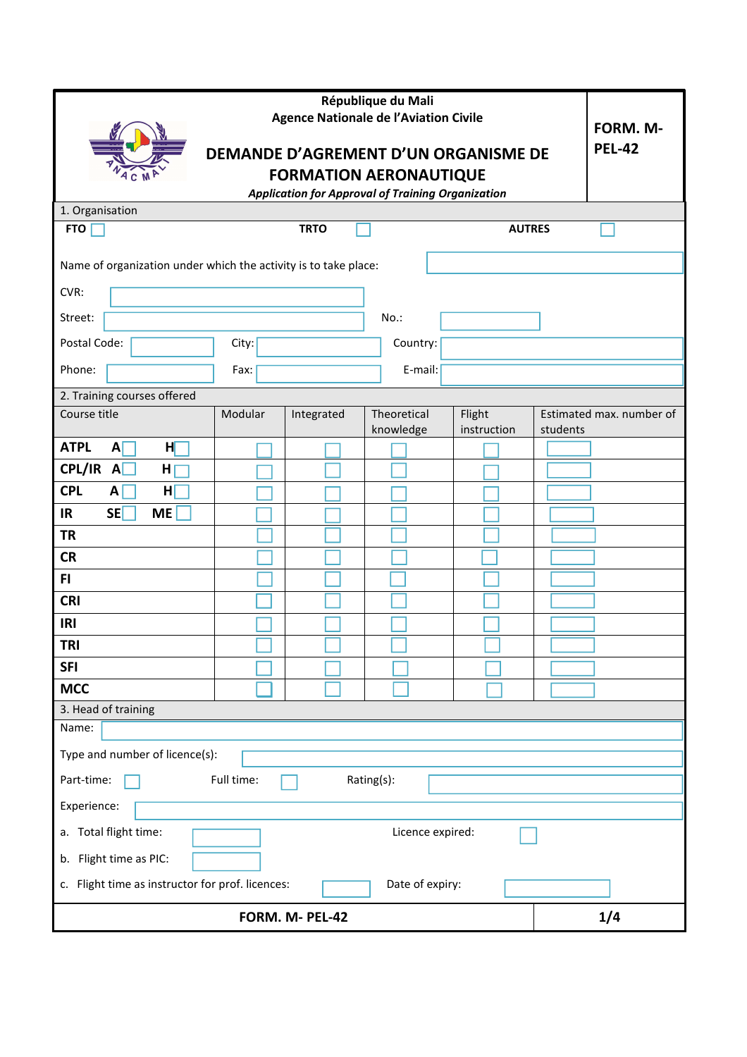République du Mali
Agence Nationale de l'Aviation Civile

# DEMANDE D'AGREMENT D'UN ORGANISME DE FORMATION AERONAUTIQUE

*Application for Approval of Training Organization*

**FORM. M-PEL-42**

## 1. Organisation

**FTO** ☐ **TRTO** ☐ **AUTRES** ☐

Name of organization under which the activity is to take place: ☐

CVR: ☐

Street: ☐ No.: ☐

Postal Code: ☐ City: ☐ Country: ☐

Phone: ☐ Fax: ☐ E-mail: ☐

## 2. Training courses offered

| Course title | Modular | Integrated | Theoretical knowledge | Flight instruction | Estimated max. number of students |
|---|---|---|---|---|---|
| **ATPL** **A** ☐ **H** ☐ | ☐ | ☐ | ☐ | ☐ | ☐ |
| **CPL/IR** **A** ☐ **H** ☐ | ☐ | ☐ | ☐ | ☐ | ☐ |
| **CPL** **A** ☐ **H** ☐ | ☐ | ☐ | ☐ | ☐ | ☐ |
| **IR** **SE** ☐ **ME** ☐ | ☐ | ☐ | ☐ | ☐ | ☐ |
| **TR** | ☐ | ☐ | ☐ | ☐ | ☐ |
| **CR** | ☐ | ☐ | ☐ | ☐ | ☐ |
| **FI** | ☐ | ☐ | ☐ | ☐ | ☐ |
| **CRI** | ☐ | ☐ | ☐ | ☐ | ☐ |
| **IRI** | ☐ | ☐ | ☐ | ☐ | ☐ |
| **TRI** | ☐ | ☐ | ☐ | ☐ | ☐ |
| **SFI** | ☐ | ☐ | ☐ | ☐ | ☐ |
| **MCC** | ☐ | ☐ | ☐ | ☐ | ☐ |

## 3. Head of training

Name: ☐

Type and number of licence(s): ☐

Part-time: ☐ Full time: ☐ Rating(s): ☐

Experience: ☐

a. Total flight time: ☐ Licence expired: ☐

b. Flight time as PIC: ☐

c. Flight time as instructor for prof. licences: ☐ Date of expiry: ☐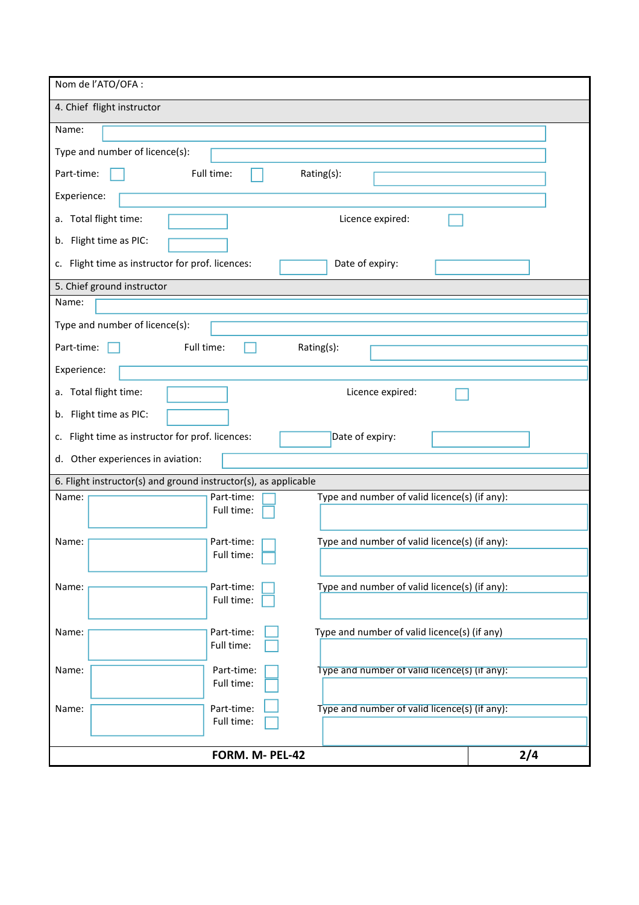Nom de l'ATO/OFA :

## 4. Chief flight instructor

Name:

Type and number of licence(s):

Part-time: ☐ Full time: ☐ Rating(s):

Experience:

a. Total flight time: Licence expired: ☐

b. Flight time as PIC:

c. Flight time as instructor for prof. licences: Date of expiry:

## 5. Chief ground instructor

Name:

Type and number of licence(s):

Part-time: ☐ Full time: ☐ Rating(s):

Experience:

a. Total flight time: Licence expired: ☐

b. Flight time as PIC:

c. Flight time as instructor for prof. licences: Date of expiry:

d. Other experiences in aviation:

## 6. Flight instructor(s) and ground instructor(s), as applicable

Name: Part-time: ☐ Full time: ☐ Type and number of valid licence(s) (if any):

Name: Part-time: ☐ Full time: ☐ Type and number of valid licence(s) (if any):

Name: Part-time: ☐ Full time: ☐ Type and number of valid licence(s) (if any):

Name: Part-time: ☐ Full time: ☐ Type and number of valid licence(s) (if any)

Name: Part-time: ☐ Full time: ☐ Type and number of valid licence(s) (if any):

Name: Part-time: ☐ Full time: ☐ Type and number of valid licence(s) (if any):

**FORM. M- PEL-42**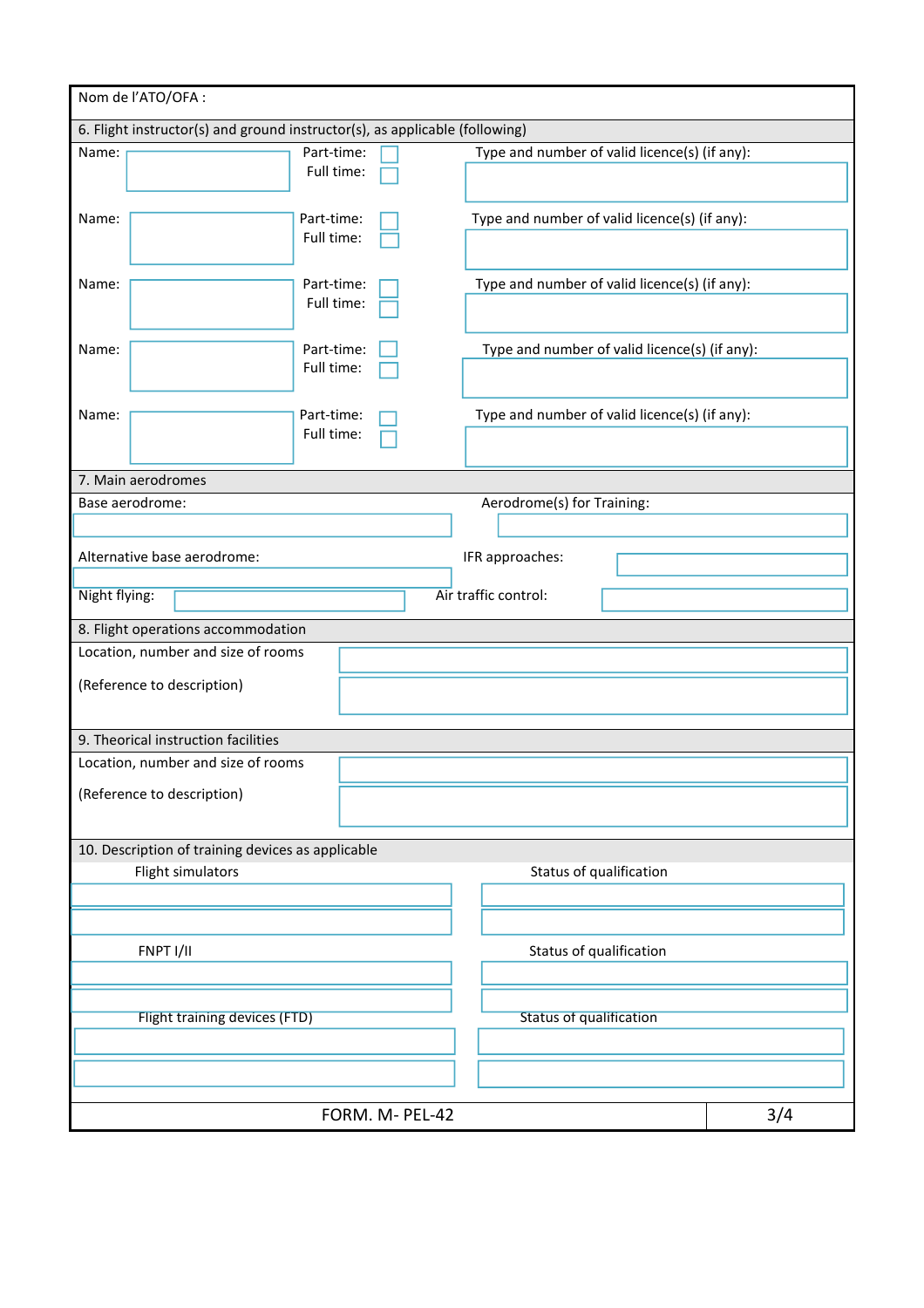Nom de l'ATO/OFA :

## 6. Flight instructor(s) and ground instructor(s), as applicable (following)

| Name: | Part-time: ☐ Full time: ☐ | Type and number of valid licence(s) (if any): |
|---|---|---|
| Name: | Part-time: ☐ Full time: ☐ | Type and number of valid licence(s) (if any): |
| Name: | Part-time: ☐ Full time: ☐ | Type and number of valid licence(s) (if any): |
| Name: | Part-time: ☐ Full time: ☐ | Type and number of valid licence(s) (if any): |
| Name: | Part-time: ☐ Full time: ☐ | Type and number of valid licence(s) (if any): |

## 7. Main aerodromes

| | | | |
|---|---|---|---|
| Base aerodrome: | | Aerodrome(s) for Training: | |
| Alternative base aerodrome: | | IFR approaches: | |
| Night flying: | | Air traffic control: | |

## 8. Flight operations accommodation

| | |
|---|---|
| Location, number and size of rooms | |
| (Reference to description) | |

## 9. Theorical instruction facilities

| | |
|---|---|
| Location, number and size of rooms | |
| (Reference to description) | |

## 10. Description of training devices as applicable

| Flight simulators | Status of qualification |
|---|---|
| | |
| | |

| FNPT I/II | Status of qualification |
|---|---|
| | |
| | |

| Flight training devices (FTD) | Status of qualification |
|---|---|
| | |
| | |

FORM. M- PEL-42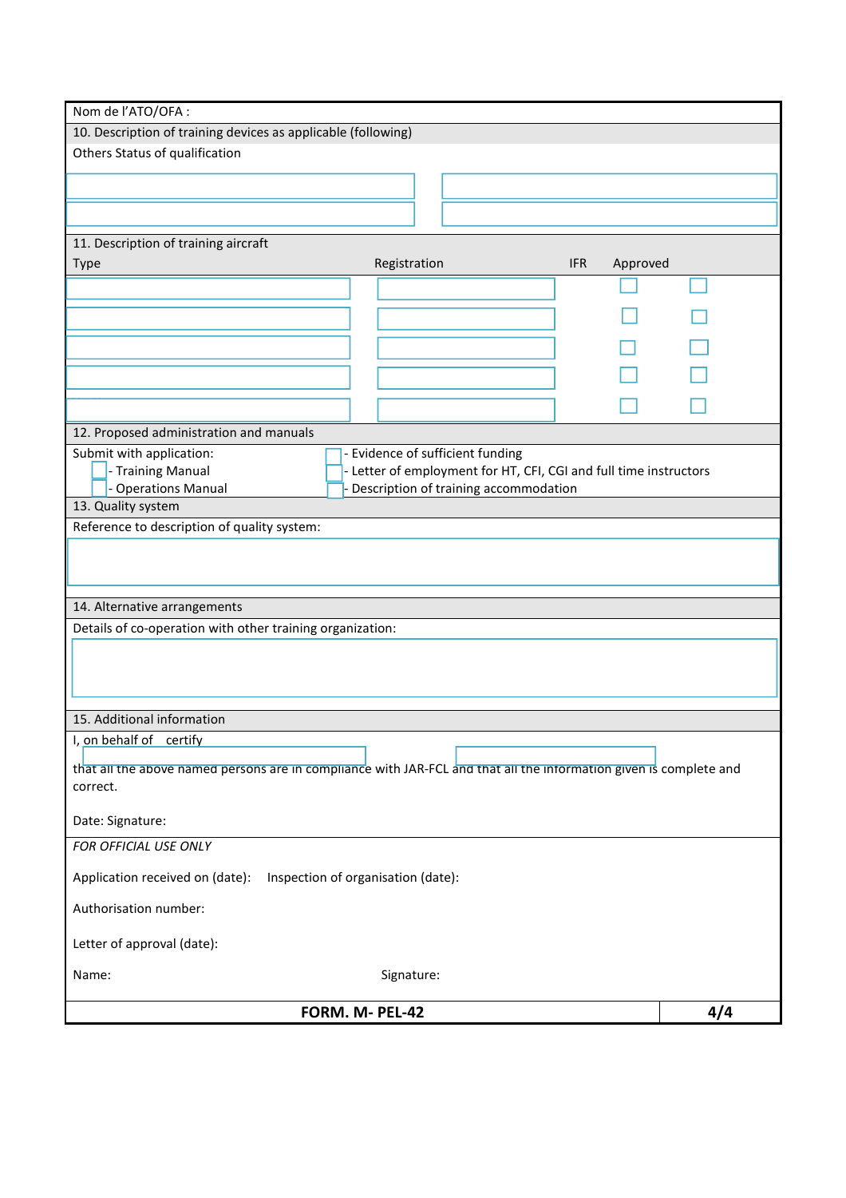Nom de l'ATO/OFA :

**10. Description of training devices as applicable (following)**

Others Status of qualification

| | |
|---|---|
| | |
| | |

**11. Description of training aircraft**

| Type | Registration | IFR | Approved |
|---|---|---|---|
| | | ☐ | ☐ |
| | | ☐ | ☐ |
| | | ☐ | ☐ |
| | | ☐ | ☐ |
| | | ☐ | ☐ |

**12. Proposed administration and manuals**

Submit with application:

- ☐ - Training Manual
- ☐ - Operations Manual
- ☐ - Evidence of sufficient funding
- ☐ - Letter of employment for HT, CFI, CGI and full time instructors
- ☐ - Description of training accommodation

**13. Quality system**

Reference to description of quality system:

**14. Alternative arrangements**

Details of co-operation with other training organization:

**15. Additional information**

I, on behalf of certify

that all the above named persons are in compliance with JAR-FCL and that all the information given is complete and correct.

Date: Signature:

*FOR OFFICIAL USE ONLY*

Application received on (date): Inspection of organisation (date):

Authorisation number:

Letter of approval (date):

Name: Signature:

**FORM. M- PEL-42**